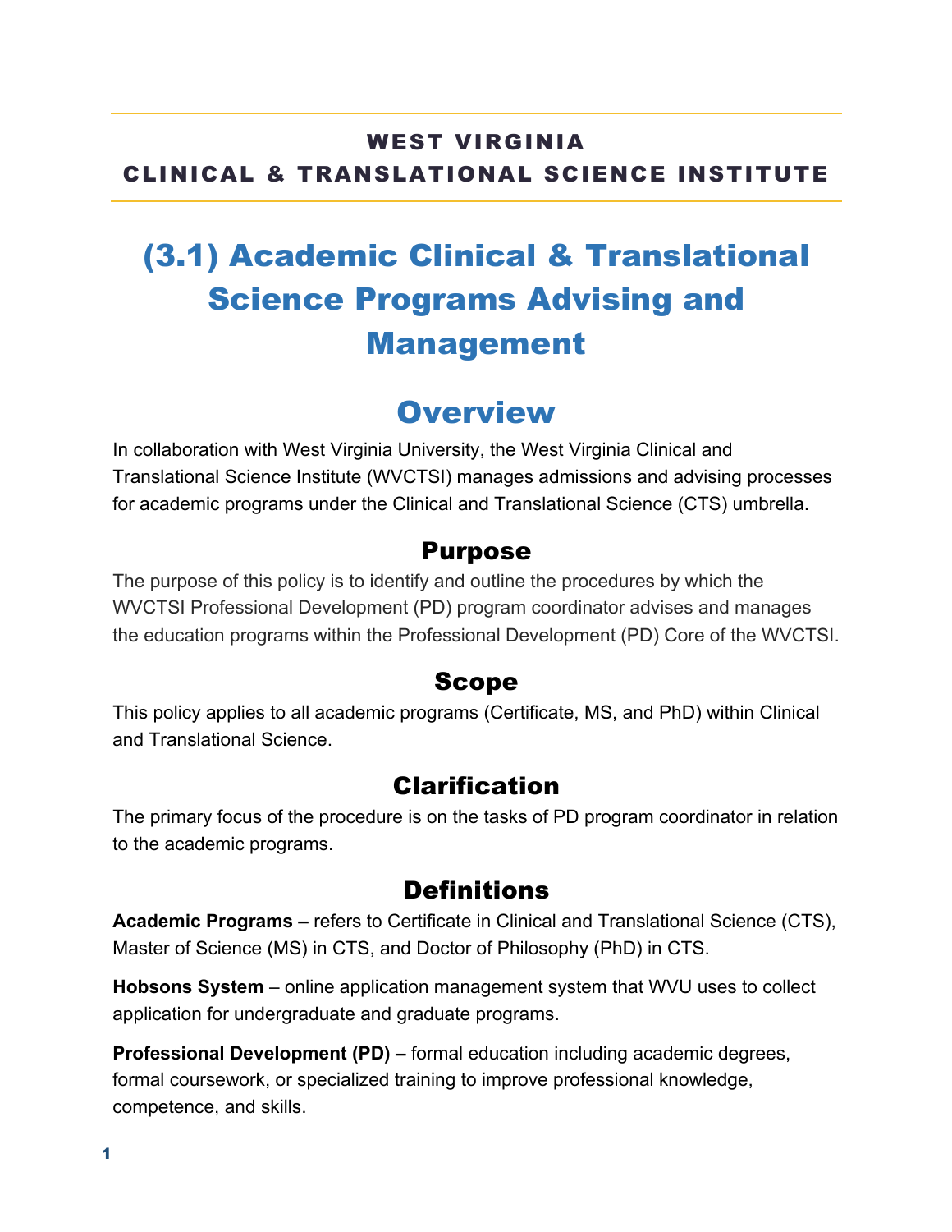**WEST VIRGINIA**
**CLINICAL & TRANSLATIONAL SCIENCE INSTITUTE**

# (3.1) Academic Clinical & Translational Science Programs Advising and Management

## Overview

In collaboration with West Virginia University, the West Virginia Clinical and Translational Science Institute (WVCTSI) manages admissions and advising processes for academic programs under the Clinical and Translational Science (CTS) umbrella.

### Purpose

The purpose of this policy is to identify and outline the procedures by which the WVCTSI Professional Development (PD) program coordinator advises and manages the education programs within the Professional Development (PD) Core of the WVCTSI.

### Scope

This policy applies to all academic programs (Certificate, MS, and PhD) within Clinical and Translational Science.

### Clarification

The primary focus of the procedure is on the tasks of PD program coordinator in relation to the academic programs.

### Definitions

**Academic Programs –** refers to Certificate in Clinical and Translational Science (CTS), Master of Science (MS) in CTS, and Doctor of Philosophy (PhD) in CTS.

**Hobsons System** – online application management system that WVU uses to collect application for undergraduate and graduate programs.

**Professional Development (PD) –** formal education including academic degrees, formal coursework, or specialized training to improve professional knowledge, competence, and skills.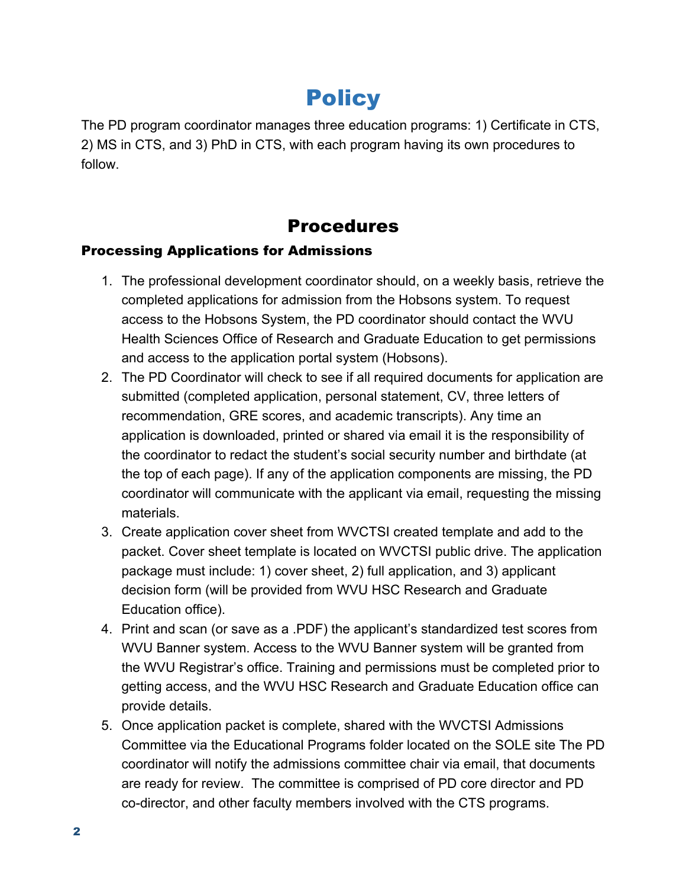# Policy

The PD program coordinator manages three education programs: 1) Certificate in CTS, 2) MS in CTS, and 3) PhD in CTS, with each program having its own procedures to follow.

# Procedures

### Processing Applications for Admissions

1. The professional development coordinator should, on a weekly basis, retrieve the completed applications for admission from the Hobsons system. To request access to the Hobsons System, the PD coordinator should contact the WVU Health Sciences Office of Research and Graduate Education to get permissions and access to the application portal system (Hobsons).
2. The PD Coordinator will check to see if all required documents for application are submitted (completed application, personal statement, CV, three letters of recommendation, GRE scores, and academic transcripts). Any time an application is downloaded, printed or shared via email it is the responsibility of the coordinator to redact the student's social security number and birthdate (at the top of each page). If any of the application components are missing, the PD coordinator will communicate with the applicant via email, requesting the missing materials.
3. Create application cover sheet from WVCTSI created template and add to the packet. Cover sheet template is located on WVCTSI public drive. The application package must include: 1) cover sheet, 2) full application, and 3) applicant decision form (will be provided from WVU HSC Research and Graduate Education office).
4. Print and scan (or save as a .PDF) the applicant's standardized test scores from WVU Banner system. Access to the WVU Banner system will be granted from the WVU Registrar's office. Training and permissions must be completed prior to getting access, and the WVU HSC Research and Graduate Education office can provide details.
5. Once application packet is complete, shared with the WVCTSI Admissions Committee via the Educational Programs folder located on the SOLE site The PD coordinator will notify the admissions committee chair via email, that documents are ready for review. The committee is comprised of PD core director and PD co-director, and other faculty members involved with the CTS programs.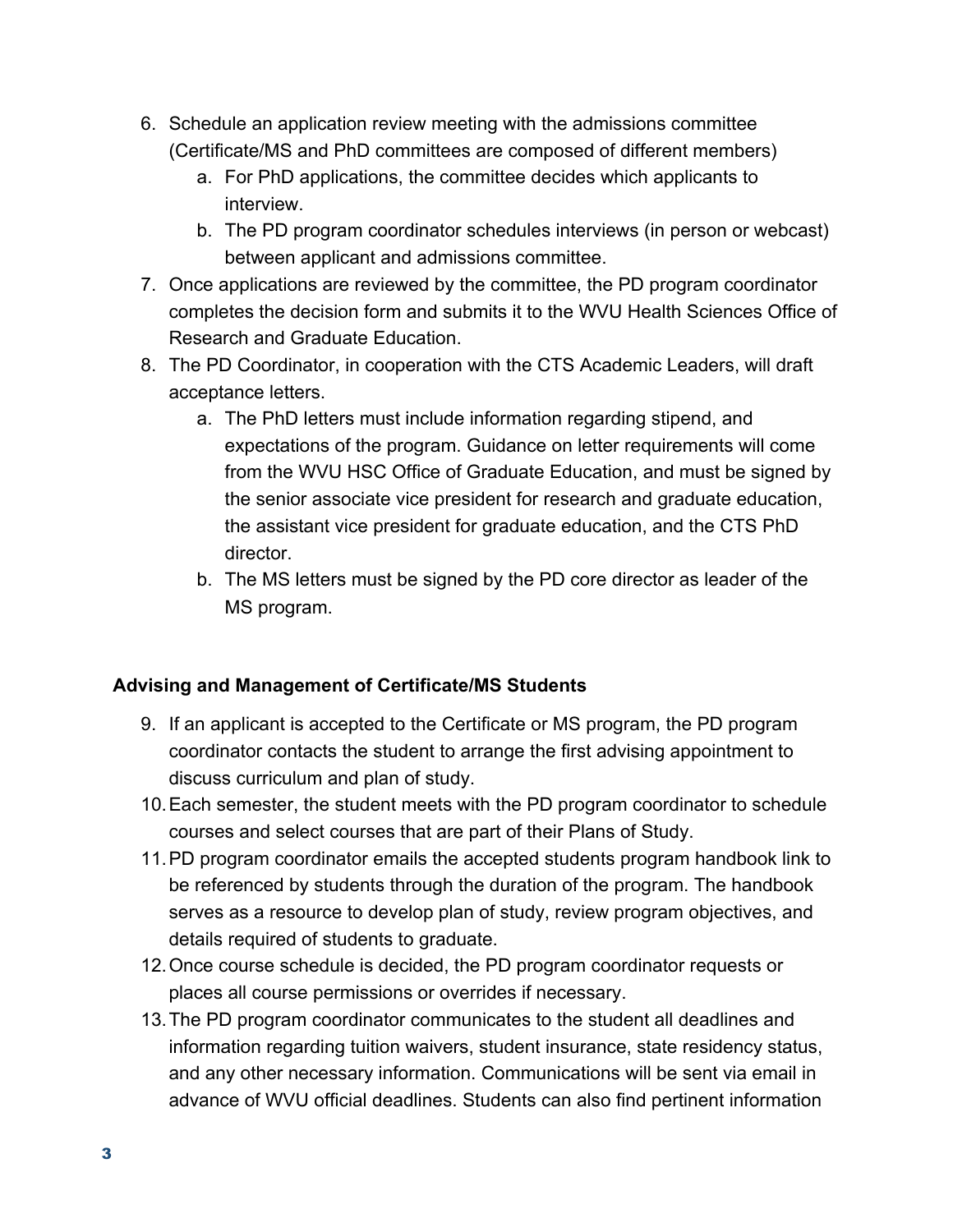6. Schedule an application review meeting with the admissions committee (Certificate/MS and PhD committees are composed of different members)
   a. For PhD applications, the committee decides which applicants to interview.
   b. The PD program coordinator schedules interviews (in person or webcast) between applicant and admissions committee.
7. Once applications are reviewed by the committee, the PD program coordinator completes the decision form and submits it to the WVU Health Sciences Office of Research and Graduate Education.
8. The PD Coordinator, in cooperation with the CTS Academic Leaders, will draft acceptance letters.
   a. The PhD letters must include information regarding stipend, and expectations of the program. Guidance on letter requirements will come from the WVU HSC Office of Graduate Education, and must be signed by the senior associate vice president for research and graduate education, the assistant vice president for graduate education, and the CTS PhD director.
   b. The MS letters must be signed by the PD core director as leader of the MS program.

**Advising and Management of Certificate/MS Students**

9. If an applicant is accepted to the Certificate or MS program, the PD program coordinator contacts the student to arrange the first advising appointment to discuss curriculum and plan of study.
10. Each semester, the student meets with the PD program coordinator to schedule courses and select courses that are part of their Plans of Study.
11. PD program coordinator emails the accepted students program handbook link to be referenced by students through the duration of the program. The handbook serves as a resource to develop plan of study, review program objectives, and details required of students to graduate.
12. Once course schedule is decided, the PD program coordinator requests or places all course permissions or overrides if necessary.
13. The PD program coordinator communicates to the student all deadlines and information regarding tuition waivers, student insurance, state residency status, and any other necessary information. Communications will be sent via email in advance of WVU official deadlines. Students can also find pertinent information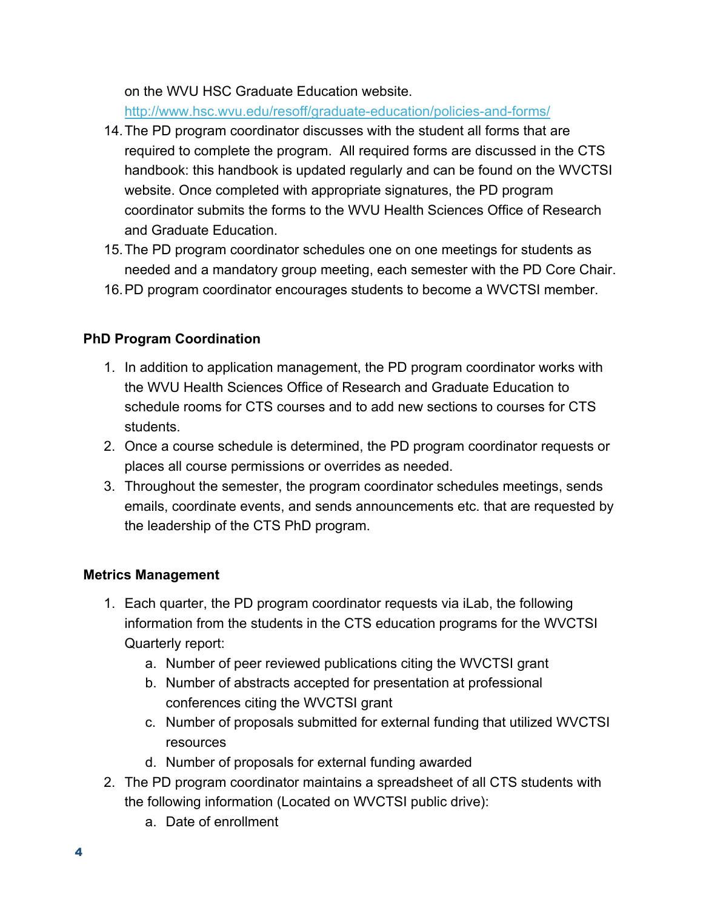on the WVU HSC Graduate Education website.
http://www.hsc.wvu.edu/resoff/graduate-education/policies-and-forms/

14. The PD program coordinator discusses with the student all forms that are required to complete the program. All required forms are discussed in the CTS handbook: this handbook is updated regularly and can be found on the WVCTSI website. Once completed with appropriate signatures, the PD program coordinator submits the forms to the WVU Health Sciences Office of Research and Graduate Education.
15. The PD program coordinator schedules one on one meetings for students as needed and a mandatory group meeting, each semester with the PD Core Chair.
16. PD program coordinator encourages students to become a WVCTSI member.

**PhD Program Coordination**

1. In addition to application management, the PD program coordinator works with the WVU Health Sciences Office of Research and Graduate Education to schedule rooms for CTS courses and to add new sections to courses for CTS students.
2. Once a course schedule is determined, the PD program coordinator requests or places all course permissions or overrides as needed.
3. Throughout the semester, the program coordinator schedules meetings, sends emails, coordinate events, and sends announcements etc. that are requested by the leadership of the CTS PhD program.

**Metrics Management**

1. Each quarter, the PD program coordinator requests via iLab, the following information from the students in the CTS education programs for the WVCTSI Quarterly report:
   a. Number of peer reviewed publications citing the WVCTSI grant
   b. Number of abstracts accepted for presentation at professional conferences citing the WVCTSI grant
   c. Number of proposals submitted for external funding that utilized WVCTSI resources
   d. Number of proposals for external funding awarded
2. The PD program coordinator maintains a spreadsheet of all CTS students with the following information (Located on WVCTSI public drive):
   a. Date of enrollment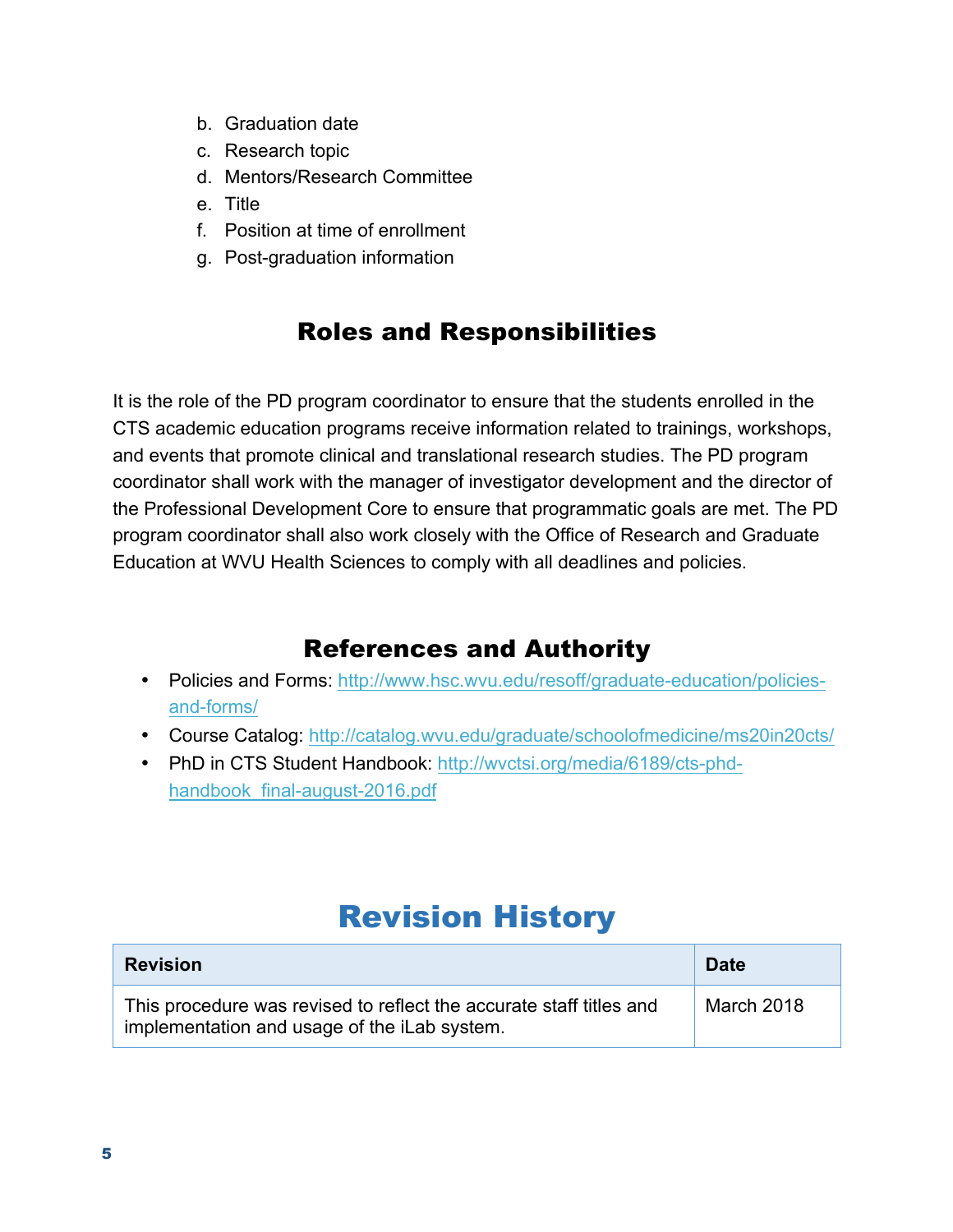b. Graduation date
c. Research topic
d. Mentors/Research Committee
e. Title
f. Position at time of enrollment
g. Post-graduation information

## Roles and Responsibilities

It is the role of the PD program coordinator to ensure that the students enrolled in the CTS academic education programs receive information related to trainings, workshops, and events that promote clinical and translational research studies. The PD program coordinator shall work with the manager of investigator development and the director of the Professional Development Core to ensure that programmatic goals are met. The PD program coordinator shall also work closely with the Office of Research and Graduate Education at WVU Health Sciences to comply with all deadlines and policies.

## References and Authority

- Policies and Forms: http://www.hsc.wvu.edu/resoff/graduate-education/policies-and-forms/
- Course Catalog: http://catalog.wvu.edu/graduate/schoolofmedicine/ms20in20cts/
- PhD in CTS Student Handbook: http://wvctsi.org/media/6189/cts-phd-handbook_final-august-2016.pdf

# Revision History

| Revision | Date |
| --- | --- |
| This procedure was revised to reflect the accurate staff titles and implementation and usage of the iLab system. | March 2018 |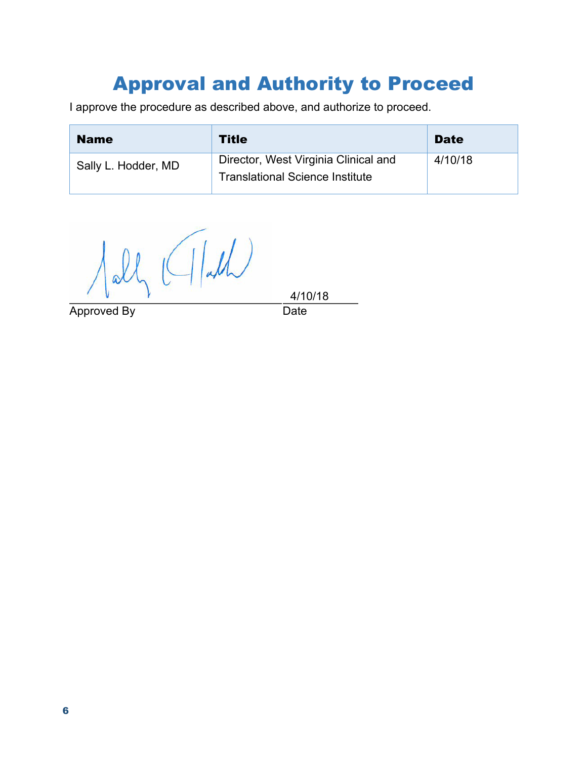# Approval and Authority to Proceed

I approve the procedure as described above, and authorize to proceed.

| Name | Title | Date |
|---|---|---|
| Sally L. Hodder, MD | Director, West Virginia Clinical and Translational Science Institute | 4/10/18 |

Approved By

4/10/18

Date